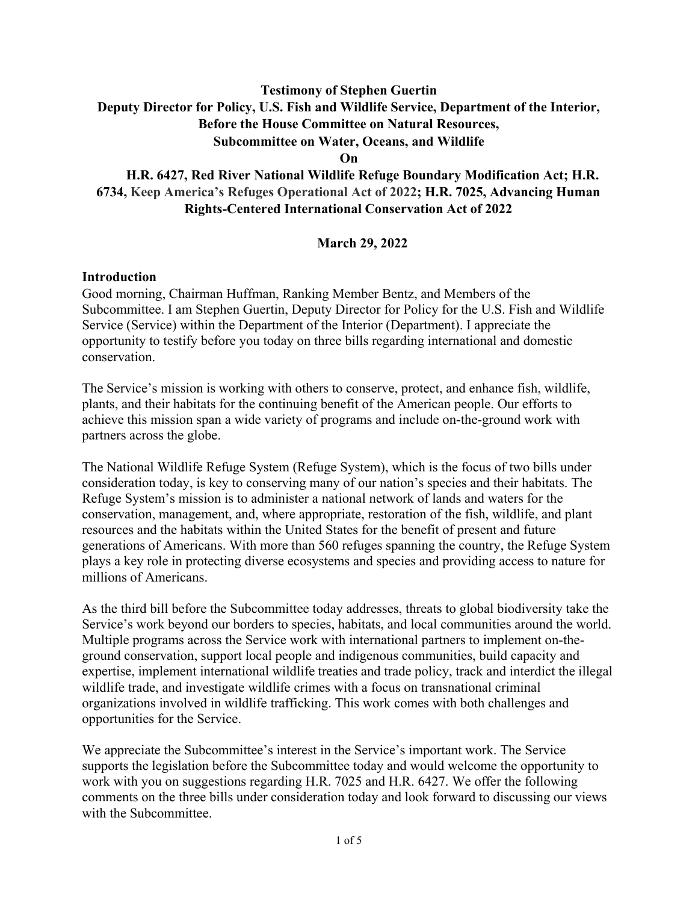**Testimony of Stephen Guertin**
**Deputy Director for Policy, U.S. Fish and Wildlife Service, Department of the Interior,**
**Before the House Committee on Natural Resources,**
**Subcommittee on Water, Oceans, and Wildlife**
**On**
**H.R. 6427, Red River National Wildlife Refuge Boundary Modification Act; H.R. 6734, Keep America's Refuges Operational Act of 2022; H.R. 7025, Advancing Human Rights-Centered International Conservation Act of 2022**

**March 29, 2022**

## Introduction

Good morning, Chairman Huffman, Ranking Member Bentz, and Members of the Subcommittee. I am Stephen Guertin, Deputy Director for Policy for the U.S. Fish and Wildlife Service (Service) within the Department of the Interior (Department). I appreciate the opportunity to testify before you today on three bills regarding international and domestic conservation.

The Service's mission is working with others to conserve, protect, and enhance fish, wildlife, plants, and their habitats for the continuing benefit of the American people. Our efforts to achieve this mission span a wide variety of programs and include on-the-ground work with partners across the globe.

The National Wildlife Refuge System (Refuge System), which is the focus of two bills under consideration today, is key to conserving many of our nation's species and their habitats. The Refuge System's mission is to administer a national network of lands and waters for the conservation, management, and, where appropriate, restoration of the fish, wildlife, and plant resources and the habitats within the United States for the benefit of present and future generations of Americans. With more than 560 refuges spanning the country, the Refuge System plays a key role in protecting diverse ecosystems and species and providing access to nature for millions of Americans.

As the third bill before the Subcommittee today addresses, threats to global biodiversity take the Service's work beyond our borders to species, habitats, and local communities around the world. Multiple programs across the Service work with international partners to implement on-the-ground conservation, support local people and indigenous communities, build capacity and expertise, implement international wildlife treaties and trade policy, track and interdict the illegal wildlife trade, and investigate wildlife crimes with a focus on transnational criminal organizations involved in wildlife trafficking. This work comes with both challenges and opportunities for the Service.

We appreciate the Subcommittee's interest in the Service's important work. The Service supports the legislation before the Subcommittee today and would welcome the opportunity to work with you on suggestions regarding H.R. 7025 and H.R. 6427. We offer the following comments on the three bills under consideration today and look forward to discussing our views with the Subcommittee.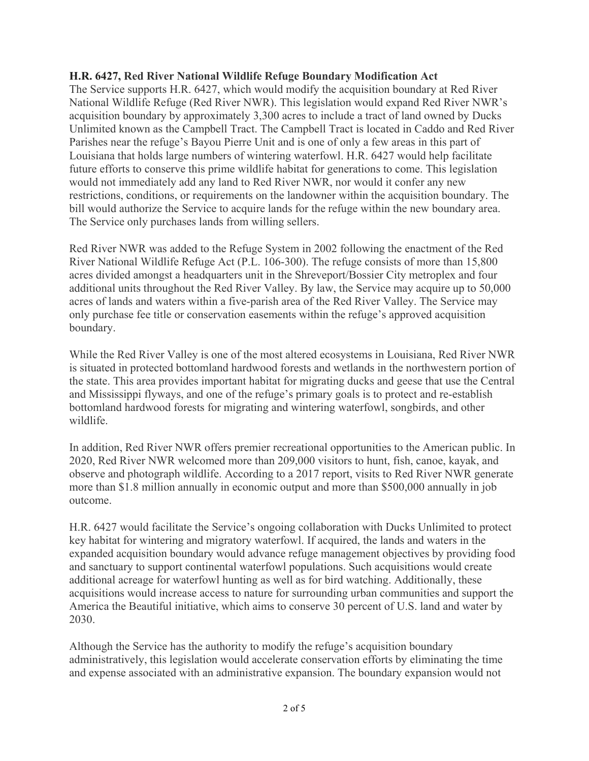**H.R. 6427, Red River National Wildlife Refuge Boundary Modification Act**

The Service supports H.R. 6427, which would modify the acquisition boundary at Red River National Wildlife Refuge (Red River NWR). This legislation would expand Red River NWR's acquisition boundary by approximately 3,300 acres to include a tract of land owned by Ducks Unlimited known as the Campbell Tract. The Campbell Tract is located in Caddo and Red River Parishes near the refuge's Bayou Pierre Unit and is one of only a few areas in this part of Louisiana that holds large numbers of wintering waterfowl. H.R. 6427 would help facilitate future efforts to conserve this prime wildlife habitat for generations to come. This legislation would not immediately add any land to Red River NWR, nor would it confer any new restrictions, conditions, or requirements on the landowner within the acquisition boundary. The bill would authorize the Service to acquire lands for the refuge within the new boundary area. The Service only purchases lands from willing sellers.

Red River NWR was added to the Refuge System in 2002 following the enactment of the Red River National Wildlife Refuge Act (P.L. 106-300). The refuge consists of more than 15,800 acres divided amongst a headquarters unit in the Shreveport/Bossier City metroplex and four additional units throughout the Red River Valley. By law, the Service may acquire up to 50,000 acres of lands and waters within a five-parish area of the Red River Valley. The Service may only purchase fee title or conservation easements within the refuge's approved acquisition boundary.

While the Red River Valley is one of the most altered ecosystems in Louisiana, Red River NWR is situated in protected bottomland hardwood forests and wetlands in the northwestern portion of the state. This area provides important habitat for migrating ducks and geese that use the Central and Mississippi flyways, and one of the refuge's primary goals is to protect and re-establish bottomland hardwood forests for migrating and wintering waterfowl, songbirds, and other wildlife.

In addition, Red River NWR offers premier recreational opportunities to the American public. In 2020, Red River NWR welcomed more than 209,000 visitors to hunt, fish, canoe, kayak, and observe and photograph wildlife. According to a 2017 report, visits to Red River NWR generate more than $1.8 million annually in economic output and more than $500,000 annually in job outcome.

H.R. 6427 would facilitate the Service's ongoing collaboration with Ducks Unlimited to protect key habitat for wintering and migratory waterfowl. If acquired, the lands and waters in the expanded acquisition boundary would advance refuge management objectives by providing food and sanctuary to support continental waterfowl populations. Such acquisitions would create additional acreage for waterfowl hunting as well as for bird watching. Additionally, these acquisitions would increase access to nature for surrounding urban communities and support the America the Beautiful initiative, which aims to conserve 30 percent of U.S. land and water by 2030.

Although the Service has the authority to modify the refuge's acquisition boundary administratively, this legislation would accelerate conservation efforts by eliminating the time and expense associated with an administrative expansion. The boundary expansion would not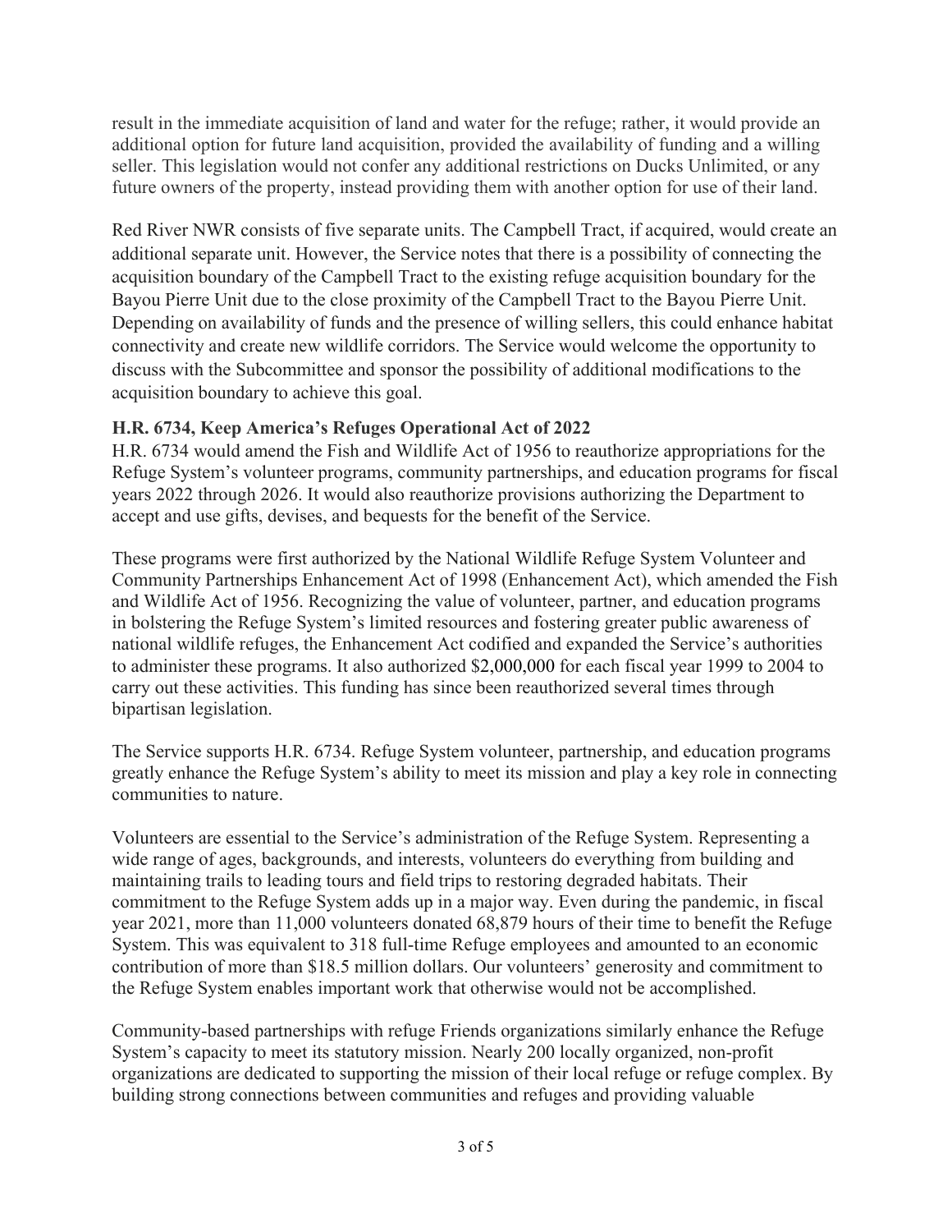result in the immediate acquisition of land and water for the refuge; rather, it would provide an additional option for future land acquisition, provided the availability of funding and a willing seller. This legislation would not confer any additional restrictions on Ducks Unlimited, or any future owners of the property, instead providing them with another option for use of their land.

Red River NWR consists of five separate units. The Campbell Tract, if acquired, would create an additional separate unit. However, the Service notes that there is a possibility of connecting the acquisition boundary of the Campbell Tract to the existing refuge acquisition boundary for the Bayou Pierre Unit due to the close proximity of the Campbell Tract to the Bayou Pierre Unit. Depending on availability of funds and the presence of willing sellers, this could enhance habitat connectivity and create new wildlife corridors. The Service would welcome the opportunity to discuss with the Subcommittee and sponsor the possibility of additional modifications to the acquisition boundary to achieve this goal.

**H.R. 6734, Keep America's Refuges Operational Act of 2022**

H.R. 6734 would amend the Fish and Wildlife Act of 1956 to reauthorize appropriations for the Refuge System's volunteer programs, community partnerships, and education programs for fiscal years 2022 through 2026. It would also reauthorize provisions authorizing the Department to accept and use gifts, devises, and bequests for the benefit of the Service.

These programs were first authorized by the National Wildlife Refuge System Volunteer and Community Partnerships Enhancement Act of 1998 (Enhancement Act), which amended the Fish and Wildlife Act of 1956. Recognizing the value of volunteer, partner, and education programs in bolstering the Refuge System's limited resources and fostering greater public awareness of national wildlife refuges, the Enhancement Act codified and expanded the Service's authorities to administer these programs. It also authorized $2,000,000 for each fiscal year 1999 to 2004 to carry out these activities. This funding has since been reauthorized several times through bipartisan legislation.

The Service supports H.R. 6734. Refuge System volunteer, partnership, and education programs greatly enhance the Refuge System's ability to meet its mission and play a key role in connecting communities to nature.

Volunteers are essential to the Service's administration of the Refuge System. Representing a wide range of ages, backgrounds, and interests, volunteers do everything from building and maintaining trails to leading tours and field trips to restoring degraded habitats. Their commitment to the Refuge System adds up in a major way. Even during the pandemic, in fiscal year 2021, more than 11,000 volunteers donated 68,879 hours of their time to benefit the Refuge System. This was equivalent to 318 full-time Refuge employees and amounted to an economic contribution of more than $18.5 million dollars. Our volunteers' generosity and commitment to the Refuge System enables important work that otherwise would not be accomplished.

Community-based partnerships with refuge Friends organizations similarly enhance the Refuge System's capacity to meet its statutory mission. Nearly 200 locally organized, non-profit organizations are dedicated to supporting the mission of their local refuge or refuge complex. By building strong connections between communities and refuges and providing valuable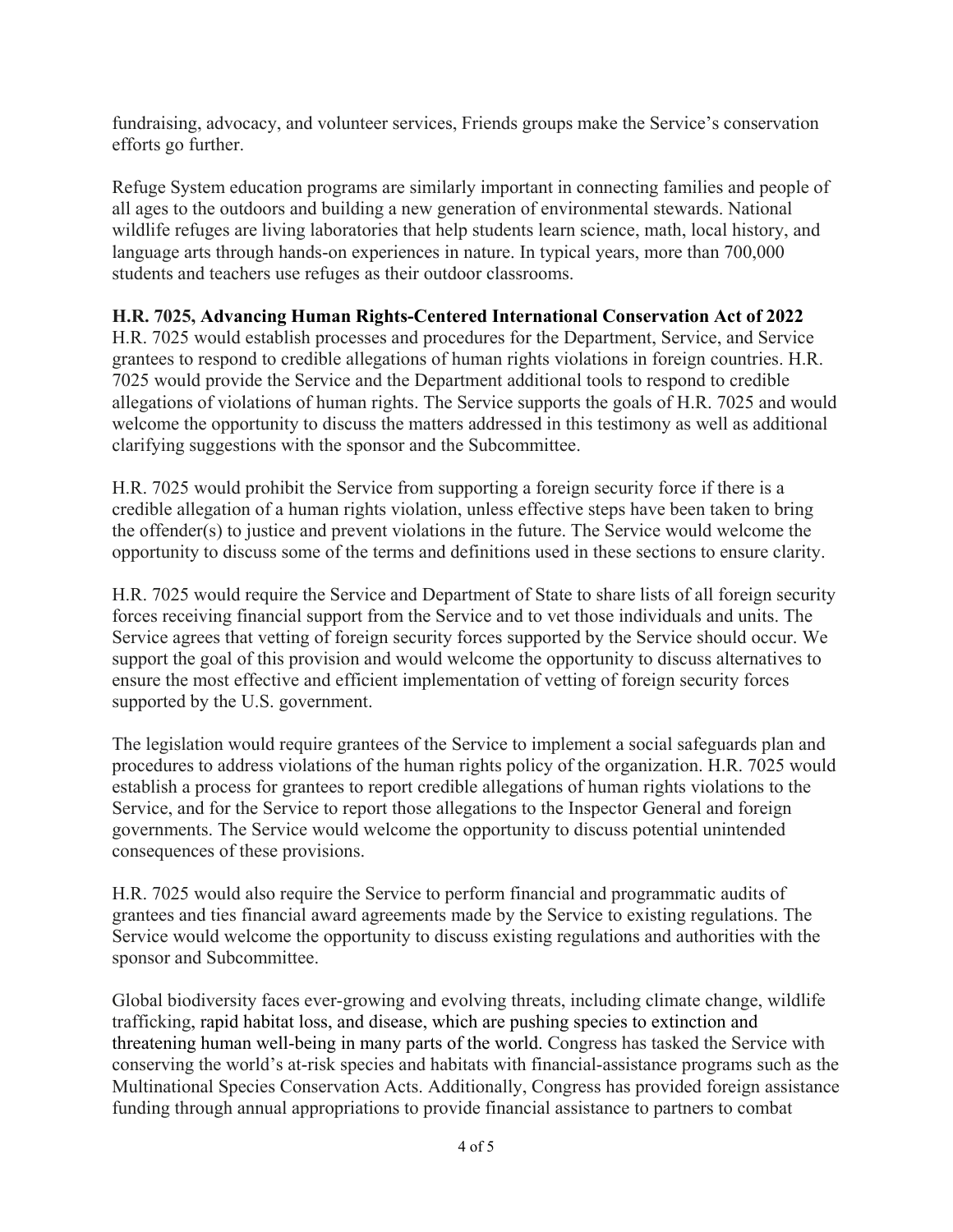fundraising, advocacy, and volunteer services, Friends groups make the Service's conservation efforts go further.

Refuge System education programs are similarly important in connecting families and people of all ages to the outdoors and building a new generation of environmental stewards. National wildlife refuges are living laboratories that help students learn science, math, local history, and language arts through hands-on experiences in nature. In typical years, more than 700,000 students and teachers use refuges as their outdoor classrooms.

**H.R. 7025, Advancing Human Rights-Centered International Conservation Act of 2022**

H.R. 7025 would establish processes and procedures for the Department, Service, and Service grantees to respond to credible allegations of human rights violations in foreign countries. H.R. 7025 would provide the Service and the Department additional tools to respond to credible allegations of violations of human rights. The Service supports the goals of H.R. 7025 and would welcome the opportunity to discuss the matters addressed in this testimony as well as additional clarifying suggestions with the sponsor and the Subcommittee.

H.R. 7025 would prohibit the Service from supporting a foreign security force if there is a credible allegation of a human rights violation, unless effective steps have been taken to bring the offender(s) to justice and prevent violations in the future. The Service would welcome the opportunity to discuss some of the terms and definitions used in these sections to ensure clarity.

H.R. 7025 would require the Service and Department of State to share lists of all foreign security forces receiving financial support from the Service and to vet those individuals and units. The Service agrees that vetting of foreign security forces supported by the Service should occur. We support the goal of this provision and would welcome the opportunity to discuss alternatives to ensure the most effective and efficient implementation of vetting of foreign security forces supported by the U.S. government.

The legislation would require grantees of the Service to implement a social safeguards plan and procedures to address violations of the human rights policy of the organization. H.R. 7025 would establish a process for grantees to report credible allegations of human rights violations to the Service, and for the Service to report those allegations to the Inspector General and foreign governments. The Service would welcome the opportunity to discuss potential unintended consequences of these provisions.

H.R. 7025 would also require the Service to perform financial and programmatic audits of grantees and ties financial award agreements made by the Service to existing regulations. The Service would welcome the opportunity to discuss existing regulations and authorities with the sponsor and Subcommittee.

Global biodiversity faces ever-growing and evolving threats, including climate change, wildlife trafficking, rapid habitat loss, and disease, which are pushing species to extinction and threatening human well-being in many parts of the world. Congress has tasked the Service with conserving the world's at-risk species and habitats with financial-assistance programs such as the Multinational Species Conservation Acts. Additionally, Congress has provided foreign assistance funding through annual appropriations to provide financial assistance to partners to combat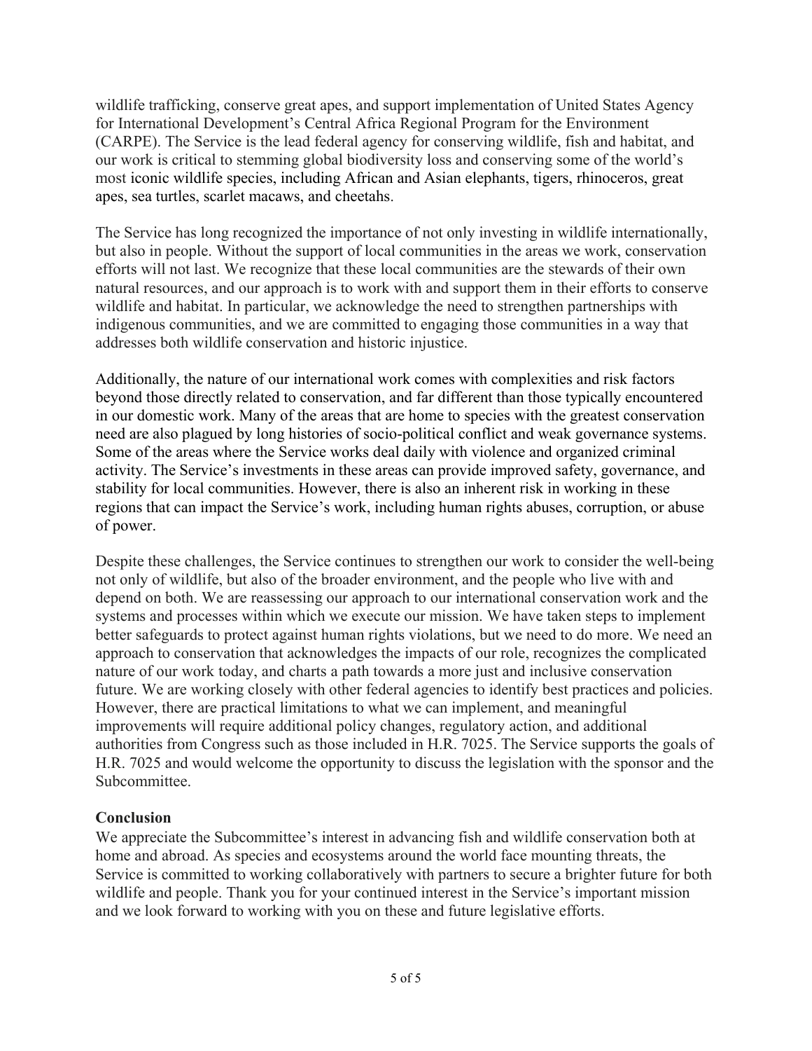wildlife trafficking, conserve great apes, and support implementation of United States Agency for International Development's Central Africa Regional Program for the Environment (CARPE). The Service is the lead federal agency for conserving wildlife, fish and habitat, and our work is critical to stemming global biodiversity loss and conserving some of the world's most iconic wildlife species, including African and Asian elephants, tigers, rhinoceros, great apes, sea turtles, scarlet macaws, and cheetahs.

The Service has long recognized the importance of not only investing in wildlife internationally, but also in people. Without the support of local communities in the areas we work, conservation efforts will not last. We recognize that these local communities are the stewards of their own natural resources, and our approach is to work with and support them in their efforts to conserve wildlife and habitat. In particular, we acknowledge the need to strengthen partnerships with indigenous communities, and we are committed to engaging those communities in a way that addresses both wildlife conservation and historic injustice.

Additionally, the nature of our international work comes with complexities and risk factors beyond those directly related to conservation, and far different than those typically encountered in our domestic work. Many of the areas that are home to species with the greatest conservation need are also plagued by long histories of socio-political conflict and weak governance systems. Some of the areas where the Service works deal daily with violence and organized criminal activity. The Service's investments in these areas can provide improved safety, governance, and stability for local communities. However, there is also an inherent risk in working in these regions that can impact the Service's work, including human rights abuses, corruption, or abuse of power.

Despite these challenges, the Service continues to strengthen our work to consider the well-being not only of wildlife, but also of the broader environment, and the people who live with and depend on both. We are reassessing our approach to our international conservation work and the systems and processes within which we execute our mission. We have taken steps to implement better safeguards to protect against human rights violations, but we need to do more. We need an approach to conservation that acknowledges the impacts of our role, recognizes the complicated nature of our work today, and charts a path towards a more just and inclusive conservation future. We are working closely with other federal agencies to identify best practices and policies. However, there are practical limitations to what we can implement, and meaningful improvements will require additional policy changes, regulatory action, and additional authorities from Congress such as those included in H.R. 7025. The Service supports the goals of H.R. 7025 and would welcome the opportunity to discuss the legislation with the sponsor and the Subcommittee.

**Conclusion**

We appreciate the Subcommittee's interest in advancing fish and wildlife conservation both at home and abroad. As species and ecosystems around the world face mounting threats, the Service is committed to working collaboratively with partners to secure a brighter future for both wildlife and people. Thank you for your continued interest in the Service's important mission and we look forward to working with you on these and future legislative efforts.